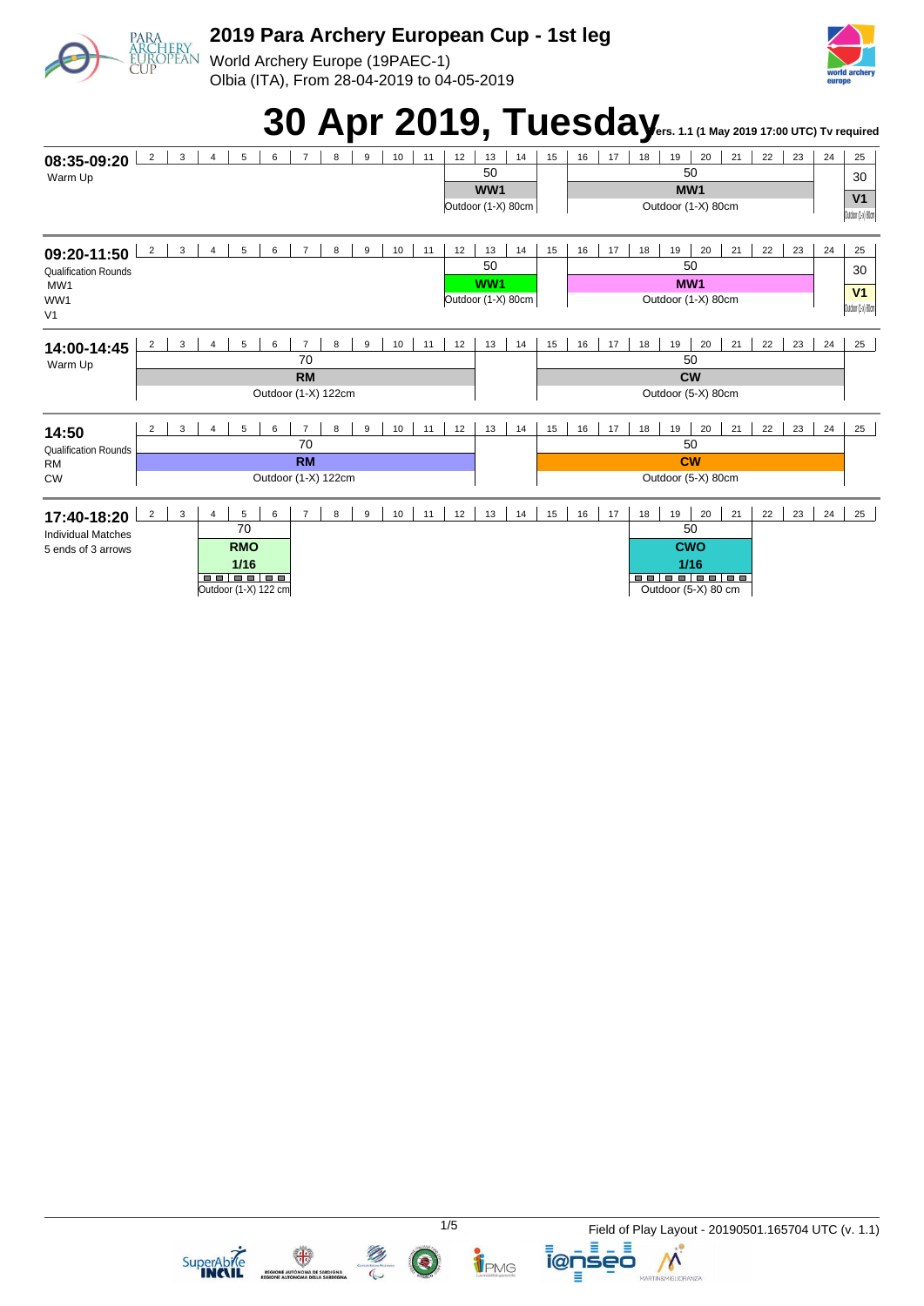# 2019 Para Archery European Cup - 1st leg

World Archery Europe (19PAEC-1)
Olbia (ITA), From 28-04-2019 to 04-05-2019

# 30 Apr 2019, Tuesday

Vers. 1.1 (1 May 2019 17:00 UTC) Tv required

## 08:35-09:20
Warm Up

| Targets | Distance | Category | Target face |
|---|---|---|---|
| 12-14 | 50 | WW1 | Outdoor (1-X) 80cm |
| 16-23 | 50 | MW1 | Outdoor (1-X) 80cm |
| 25 | 30 | V1 | Outdoor (1-X) 80cm |

## 09:20-11:50
Qualification Rounds
MW1
WW1
V1

| Targets | Distance | Category | Target face |
|---|---|---|---|
| 12-14 | 50 | WW1 | Outdoor (1-X) 80cm |
| 16-23 | 50 | MW1 | Outdoor (1-X) 80cm |
| 25 | 30 | V1 | Outdoor (1-X) 80cm |

## 14:00-14:45
Warm Up

| Targets | Distance | Category | Target face |
|---|---|---|---|
| 2-12 | 70 | RM | Outdoor (1-X) 122cm |
| 15-24 | 50 | CW | Outdoor (5-X) 80cm |

## 14:50
Qualification Rounds
RM
CW

| Targets | Distance | Category | Target face |
|---|---|---|---|
| 2-12 | 70 | RM | Outdoor (1-X) 122cm |
| 15-24 | 50 | CW | Outdoor (5-X) 80cm |

## 17:40-18:20
Individual Matches
5 ends of 3 arrows

| Targets | Distance | Category | Phase | Target face |
|---|---|---|---|---|
| 4-6 | 70 | RMO | 1/16 | Outdoor (1-X) 122 cm |
| 18-21 | 50 | CWO | 1/16 | Outdoor (5-X) 80 cm |

Field of Play Layout - 20190501.165704 UTC (v. 1.1)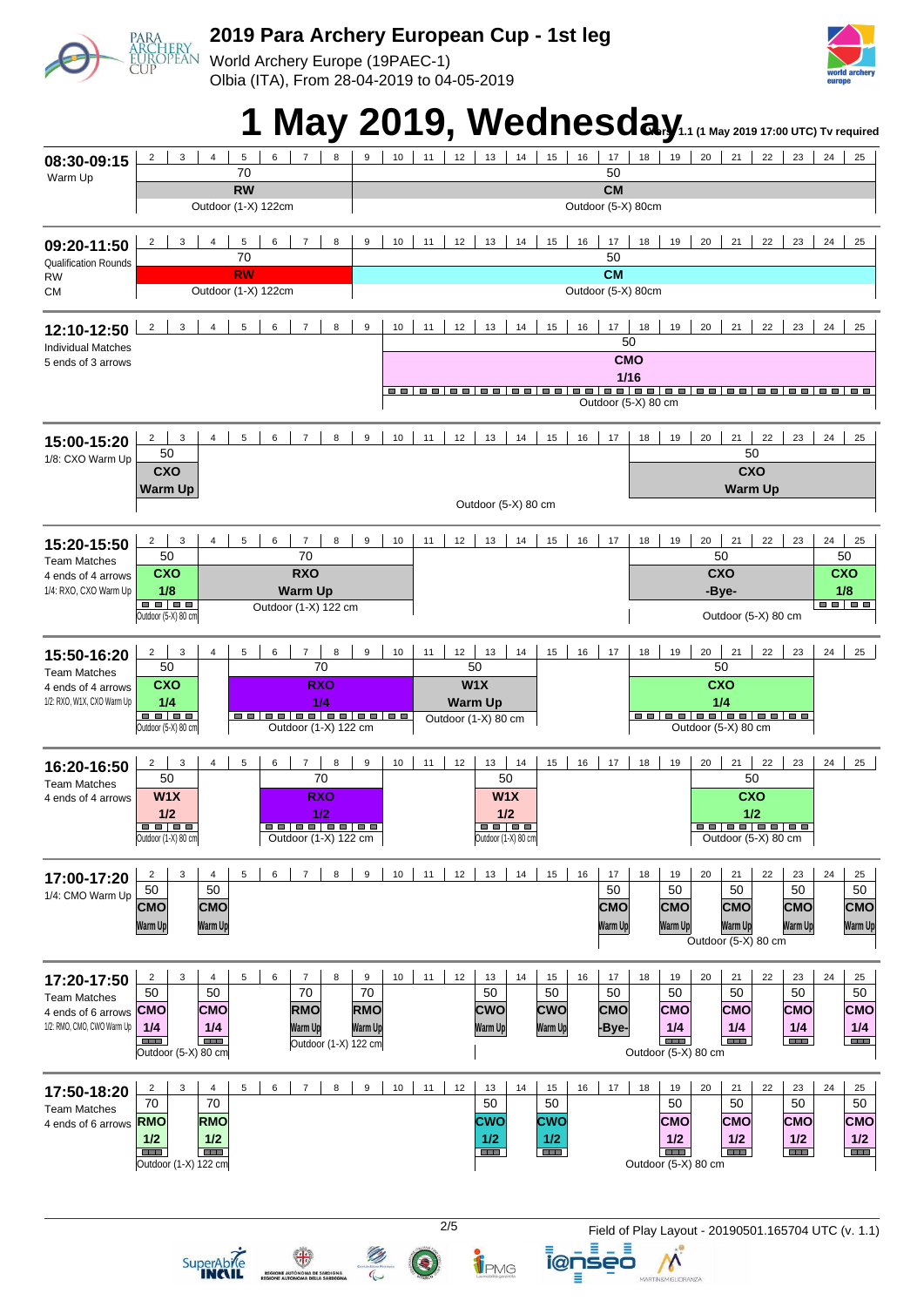# 2019 Para Archery European Cup - 1st leg

World Archery Europe (19PAEC-1)
Olbia (ITA), From 28-04-2019 to 04-05-2019

## 1 May 2019, Wednesday

Tv required: Vers. 1.1 (1 May 2019 17:00 UTC)

### 08:30-09:15
Warm Up

| Targets | Distance | Category | Face |
|---|---|---|---|
| 2–8 | 70 | RW | Outdoor (1-X) 122cm |
| 9–25 | 50 | CM | Outdoor (5-X) 80cm |

### 09:20-11:50
Qualification Rounds
RW
CM

| Targets | Distance | Category | Face |
|---|---|---|---|
| 2–8 | 70 | RW | Outdoor (1-X) 122cm |
| 9–25 | 50 | CM | Outdoor (5-X) 80cm |

### 12:10-12:50
Individual Matches
5 ends of 3 arrows

| Targets | Distance | Category | Phase | Face |
|---|---|---|---|---|
| 10–25 | 50 | CMO | 1/16 | Outdoor (5-X) 80 cm |

### 15:00-15:20
1/8: CXO Warm Up

| Targets | Distance | Category | Phase | Face |
|---|---|---|---|---|
| 2–3 | 50 | CXO | Warm Up | Outdoor (5-X) 80 cm |
| 18–25 | 50 | CXO | Warm Up | Outdoor (5-X) 80 cm |

### 15:20-15:50
Team Matches
4 ends of 4 arrows
1/4: RXO, CXO Warm Up

| Targets | Distance | Category | Phase | Face |
|---|---|---|---|---|
| 2–3 | 50 | CXO | 1/8 | Outdoor (5-X) 80 cm |
| 4–8 | 70 | RXO | Warm Up | Outdoor (1-X) 122 cm |
| 18–23 | 50 | CXO | -Bye- | Outdoor (5-X) 80 cm |
| 24–25 | 50 | CXO | 1/8 | |

### 15:50-16:20
Team Matches
4 ends of 4 arrows
1/2: RXO, W1X, CXO Warm Up

| Targets | Distance | Category | Phase | Face |
|---|---|---|---|---|
| 2–3 | 50 | CXO | 1/4 | Outdoor (5-X) 80 cm |
| 5–10 | 70 | RXO | 1/4 | Outdoor (1-X) 122 cm |
| 11–14 | 50 | W1X | Warm Up | Outdoor (1-X) 80 cm |
| 18–23 | 50 | CXO | 1/4 | Outdoor (5-X) 80 cm |

### 16:20-16:50
Team Matches
4 ends of 4 arrows

| Targets | Distance | Category | Phase | Face |
|---|---|---|---|---|
| 2–3 | 50 | W1X | 1/2 | Outdoor (1-X) 80 cm |
| 6–9 | 70 | RXO | 1/2 | Outdoor (1-X) 122 cm |
| 13–14 | 50 | W1X | 1/2 | Outdoor (1-X) 80 cm |
| 20–23 | 50 | CXO | 1/2 | Outdoor (5-X) 80 cm |

### 17:00-17:20
1/4: CMO Warm Up

| Targets | Distance | Category | Phase | Face |
|---|---|---|---|---|
| 2 | 50 | CMO | Warm Up | Outdoor (5-X) 80 cm |
| 4 | 50 | CMO | Warm Up | Outdoor (5-X) 80 cm |
| 17 | 50 | CMO | Warm Up | Outdoor (5-X) 80 cm |
| 19 | 50 | CMO | Warm Up | Outdoor (5-X) 80 cm |
| 21 | 50 | CMO | Warm Up | Outdoor (5-X) 80 cm |
| 23 | 50 | CMO | Warm Up | Outdoor (5-X) 80 cm |
| 25 | 50 | CMO | Warm Up | Outdoor (5-X) 80 cm |

### 17:20-17:50
Team Matches
4 ends of 6 arrows
1/2: RMO, CMO, CWO Warm Up

| Targets | Distance | Category | Phase | Face |
|---|---|---|---|---|
| 2 | 50 | CMO | 1/4 | Outdoor (5-X) 80 cm |
| 4 | 50 | CMO | 1/4 | Outdoor (5-X) 80 cm |
| 7 | 70 | RMO | Warm Up | Outdoor (1-X) 122 cm |
| 9 | 70 | RMO | Warm Up | Outdoor (1-X) 122 cm |
| 13 | 50 | CWO | Warm Up | |
| 15 | 50 | CWO | Warm Up | |
| 17 | 50 | CMO | -Bye- | Outdoor (5-X) 80 cm |
| 19 | 50 | CMO | 1/4 | Outdoor (5-X) 80 cm |
| 21 | 50 | CMO | 1/4 | Outdoor (5-X) 80 cm |
| 23 | 50 | CMO | 1/4 | Outdoor (5-X) 80 cm |
| 25 | 50 | CMO | 1/4 | Outdoor (5-X) 80 cm |

### 17:50-18:20
Team Matches
4 ends of 6 arrows

| Targets | Distance | Category | Phase | Face |
|---|---|---|---|---|
| 2 | 70 | RMO | 1/2 | Outdoor (1-X) 122 cm |
| 4 | 70 | RMO | 1/2 | Outdoor (1-X) 122 cm |
| 13 | 50 | CWO | 1/2 | |
| 15 | 50 | CWO | 1/2 | |
| 19 | 50 | CMO | 1/2 | Outdoor (5-X) 80 cm |
| 21 | 50 | CMO | 1/2 | Outdoor (5-X) 80 cm |
| 23 | 50 | CMO | 1/2 | Outdoor (5-X) 80 cm |
| 25 | 50 | CMO | 1/2 | Outdoor (5-X) 80 cm |

Field of Play Layout - 20190501.165704 UTC (v. 1.1)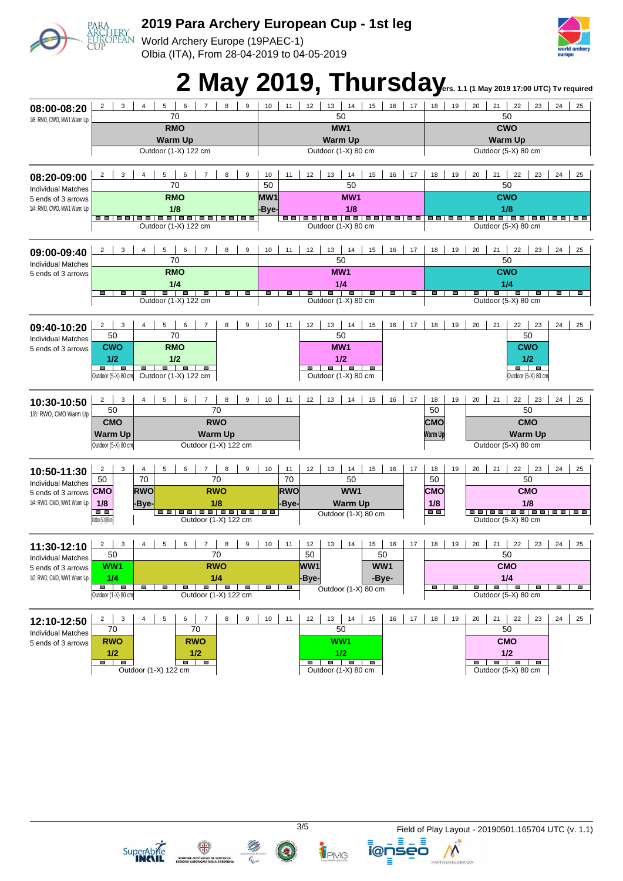# 2019 Para Archery European Cup - 1st leg

World Archery Europe (19PAEC-1)
Olbia (ITA), From 28-04-2019 to 04-05-2019

# 2 May 2019, Thursday

Vers. 1.1 (1 May 2019 17:00 UTC) Tv required

## 08:00-08:20
1/8: RMO, CWO, MW1 Warm Up

| Targets | 2–9 | 10–17 | 18–25 |
|---|---|---|---|
| Distance | 70 | 50 | 50 |
| Category | RMO | MW1 | CWO |
| Phase | Warm Up | Warm Up | Warm Up |
| Field | Outdoor (1-X) 122 cm | Outdoor (1-X) 80 cm | Outdoor (5-X) 80 cm |

## 08:20-09:00
Individual Matches
5 ends of 3 arrows
1/4: RMO, CWO, MW1 Warm Up

| Targets | 2–9 | 10 | 11–17 | 18–25 |
|---|---|---|---|---|
| Distance | 70 | 50 | 50 | 50 |
| Category | RMO | MW1 | MW1 | CWO |
| Phase | 1/8 | -Bye- | 1/8 | 1/8 |
| Field | Outdoor (1-X) 122 cm | | Outdoor (1-X) 80 cm | Outdoor (5-X) 80 cm |

## 09:00-09:40
Individual Matches
5 ends of 3 arrows

| Targets | 2–9 | 10–17 | 18–25 |
|---|---|---|---|
| Distance | 70 | 50 | 50 |
| Category | RMO | MW1 | CWO |
| Phase | 1/4 | 1/4 | 1/4 |
| Field | Outdoor (1-X) 122 cm | Outdoor (1-X) 80 cm | Outdoor (5-X) 80 cm |

## 09:40-10:20
Individual Matches
5 ends of 3 arrows

| Targets | 2–3 | 4–7 | 12–15 | 22–23 |
|---|---|---|---|---|
| Distance | 50 | 70 | 50 | 50 |
| Category | CWO | RMO | MW1 | CWO |
| Phase | 1/2 | 1/2 | 1/2 | 1/2 |
| Field | Outdoor (5-X) 80 cm | Outdoor (1-X) 122 cm | Outdoor (1-X) 80 cm | Outdoor (5-X) 80 cm |

## 10:30-10:50
1/8: RWO, CMO Warm Up

| Targets | 2–3 | 4–11 | 18 | 20–25 |
|---|---|---|---|---|
| Distance | 50 | 70 | 50 | 50 |
| Category | CMO | RWO | CMO | CMO |
| Phase | Warm Up | Warm Up | Warm Up | Warm Up |
| Field | Outdoor (5-X) 80 cm | Outdoor (1-X) 122 cm | | Outdoor (5-X) 80 cm |

## 10:50-11:30
Individual Matches
5 ends of 3 arrows
1/4: RWO, CMO, WW1 Warm Up

| Targets | 2 | 4 | 5–10 | 11 | 12–16 | 18 | 20–25 |
|---|---|---|---|---|---|---|---|
| Distance | 50 | 70 | 70 | 70 | 50 | 50 | 50 |
| Category | CMO | RWO | RWO | RWO | WW1 | CMO | CMO |
| Phase | 1/8 | -Bye- | 1/8 | -Bye- | Warm Up | 1/8 | 1/8 |
| Field | Outdoor (5-X) 80 cm | | Outdoor (1-X) 122 cm | | Outdoor (1-X) 80 cm | | Outdoor (5-X) 80 cm |

## 11:30-12:10
Individual Matches
5 ends of 3 arrows
1/2: RWO, CMO, WW1 Warm Up

| Targets | 2–3 | 4–11 | 12 | 15–16 | 18–25 |
|---|---|---|---|---|---|
| Distance | 50 | 70 | 50 | 50 | 50 |
| Category | WW1 | RWO | WW1 | WW1 | CMO |
| Phase | 1/4 | 1/4 | -Bye- | -Bye- | 1/4 |
| Field | Outdoor (1-X) 80 cm | Outdoor (1-X) 122 cm | Outdoor (1-X) 80 cm | | Outdoor (5-X) 80 cm |

## 12:10-12:50
Individual Matches
5 ends of 3 arrows

| Targets | 2–3 | 6–7 | 12–15 | 20–23 |
|---|---|---|---|---|
| Distance | 70 | 70 | 50 | 50 |
| Category | RWO | RWO | WW1 | CMO |
| Phase | 1/2 | 1/2 | 1/2 | 1/2 |
| Field | Outdoor (1-X) 122 cm | | Outdoor (1-X) 80 cm | Outdoor (5-X) 80 cm |

Field of Play Layout - 20190501.165704 UTC (v. 1.1)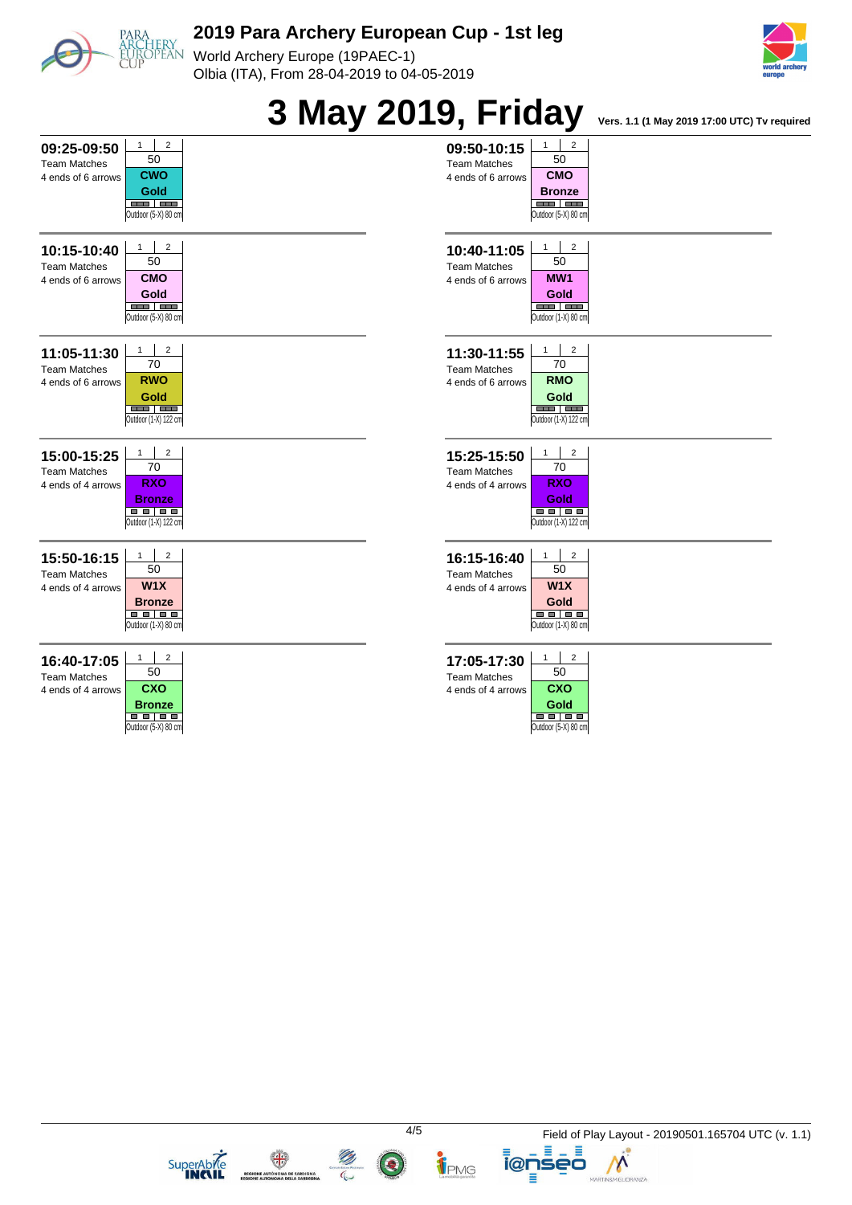# 2019 Para Archery European Cup - 1st leg

World Archery Europe (19PAEC-1)
Olbia (ITA), From 28-04-2019 to 04-05-2019

## 3 May 2019, Friday

Vers. 1.1 (1 May 2019 17:00 UTC) Tv required

| Time | Session | Format | Targets | Distance | Event | Match | Target face |
|---|---|---|---|---|---|---|---|
| 09:25-09:50 | Team Matches | 4 ends of 6 arrows | 1, 2 | 50 | CWO | Gold | Outdoor (5-X) 80 cm |
| 09:50-10:15 | Team Matches | 4 ends of 6 arrows | 1, 2 | 50 | CMO | Bronze | Outdoor (5-X) 80 cm |
| 10:15-10:40 | Team Matches | 4 ends of 6 arrows | 1, 2 | 50 | CMO | Gold | Outdoor (5-X) 80 cm |
| 10:40-11:05 | Team Matches | 4 ends of 6 arrows | 1, 2 | 50 | MW1 | Gold | Outdoor (1-X) 80 cm |
| 11:05-11:30 | Team Matches | 4 ends of 6 arrows | 1, 2 | 70 | RWO | Gold | Outdoor (1-X) 122 cm |
| 11:30-11:55 | Team Matches | 4 ends of 6 arrows | 1, 2 | 70 | RMO | Gold | Outdoor (1-X) 122 cm |
| 15:00-15:25 | Team Matches | 4 ends of 4 arrows | 1, 2 | 70 | RXO | Bronze | Outdoor (1-X) 122 cm |
| 15:25-15:50 | Team Matches | 4 ends of 4 arrows | 1, 2 | 70 | RXO | Gold | Outdoor (1-X) 122 cm |
| 15:50-16:15 | Team Matches | 4 ends of 4 arrows | 1, 2 | 50 | W1X | Bronze | Outdoor (1-X) 80 cm |
| 16:15-16:40 | Team Matches | 4 ends of 4 arrows | 1, 2 | 50 | W1X | Gold | Outdoor (1-X) 80 cm |
| 16:40-17:05 | Team Matches | 4 ends of 4 arrows | 1, 2 | 50 | CXO | Bronze | Outdoor (5-X) 80 cm |
| 17:05-17:30 | Team Matches | 4 ends of 4 arrows | 1, 2 | 50 | CXO | Gold | Outdoor (5-X) 80 cm |

Field of Play Layout - 20190501.165704 UTC (v. 1.1)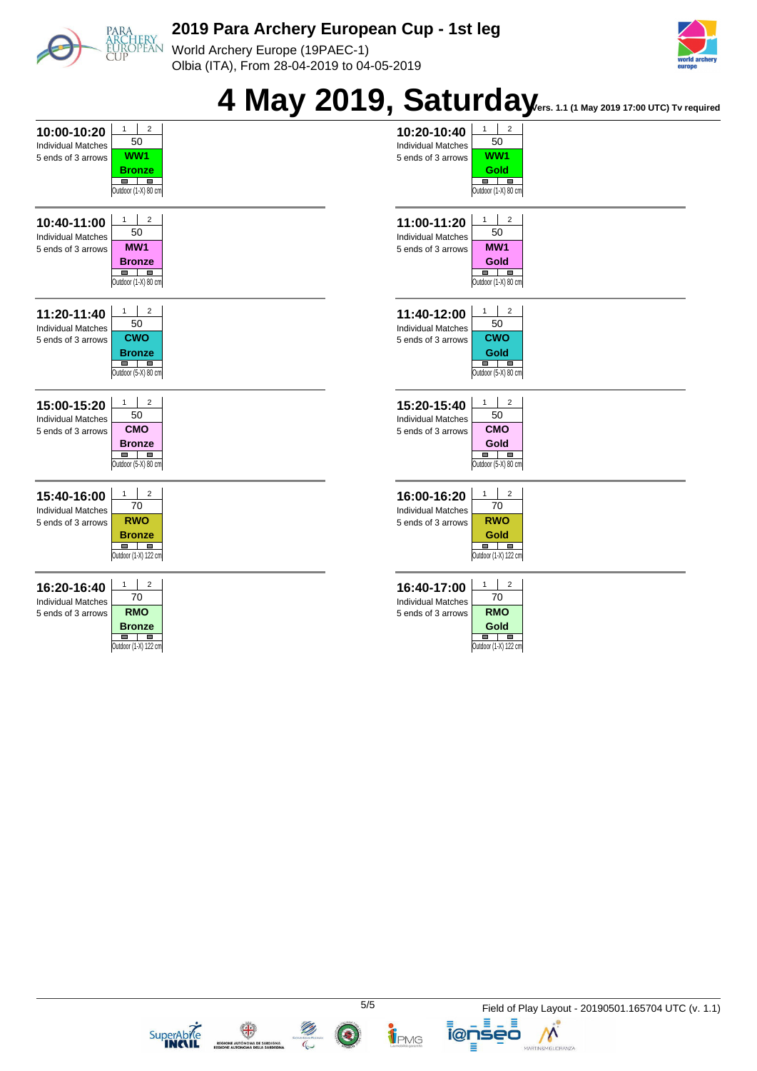# 2019 Para Archery European Cup - 1st leg

World Archery Europe (19PAEC-1)
Olbia (ITA), From 28-04-2019 to 04-05-2019

## 4 May 2019, Saturday

Vers. 1.1 (1 May 2019 17:00 UTC) Tv required

| Time | Event | Distance | Category | Match | Target |
|---|---|---|---|---|---|
| 10:00-10:20 | Individual Matches, 5 ends of 3 arrows | 50 | WW1 | Bronze | Outdoor (1-X) 80 cm |
| 10:20-10:40 | Individual Matches, 5 ends of 3 arrows | 50 | WW1 | Gold | Outdoor (1-X) 80 cm |
| 10:40-11:00 | Individual Matches, 5 ends of 3 arrows | 50 | MW1 | Bronze | Outdoor (1-X) 80 cm |
| 11:00-11:20 | Individual Matches, 5 ends of 3 arrows | 50 | MW1 | Gold | Outdoor (1-X) 80 cm |
| 11:20-11:40 | Individual Matches, 5 ends of 3 arrows | 50 | CWO | Bronze | Outdoor (5-X) 80 cm |
| 11:40-12:00 | Individual Matches, 5 ends of 3 arrows | 50 | CWO | Gold | Outdoor (5-X) 80 cm |
| 15:00-15:20 | Individual Matches, 5 ends of 3 arrows | 50 | CMO | Bronze | Outdoor (5-X) 80 cm |
| 15:20-15:40 | Individual Matches, 5 ends of 3 arrows | 50 | CMO | Gold | Outdoor (5-X) 80 cm |
| 15:40-16:00 | Individual Matches, 5 ends of 3 arrows | 70 | RWO | Bronze | Outdoor (1-X) 122 cm |
| 16:00-16:20 | Individual Matches, 5 ends of 3 arrows | 70 | RWO | Gold | Outdoor (1-X) 122 cm |
| 16:20-16:40 | Individual Matches, 5 ends of 3 arrows | 70 | RMO | Bronze | Outdoor (1-X) 122 cm |
| 16:40-17:00 | Individual Matches, 5 ends of 3 arrows | 70 | RMO | Gold | Outdoor (1-X) 122 cm |

Field of Play Layout - 20190501.165704 UTC (v. 1.1)